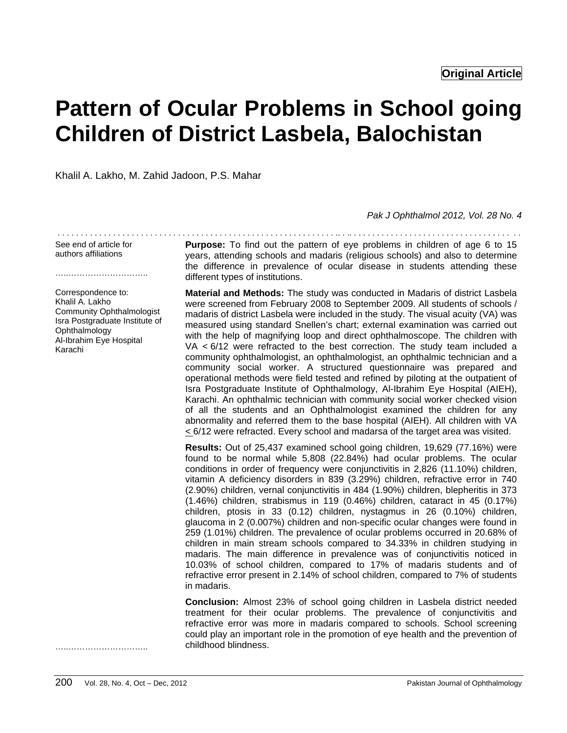Original Article

# Pattern of Ocular Problems in School going Children of District Lasbela, Balochistan

Khalil A. Lakho, M. Zahid Jadoon, P.S. Mahar

*Pak J Ophthalmol 2012, Vol. 28 No. 4*

See end of article for authors affiliations

Correspondence to:
Khalil A. Lakho
Community Ophthalmologist
Isra Postgraduate Institute of Ophthalmology
Al-Ibrahim Eye Hospital
Karachi

**Purpose:** To find out the pattern of eye problems in children of age 6 to 15 years, attending schools and madaris (religious schools) and also to determine the difference in prevalence of ocular disease in students attending these different types of institutions.

**Material and Methods:** The study was conducted in Madaris of district Lasbela were screened from February 2008 to September 2009. All students of schools / madaris of district Lasbela were included in the study. The visual acuity (VA) was measured using standard Snellen's chart; external examination was carried out with the help of magnifying loop and direct ophthalmoscope. The children with VA < 6/12 were refracted to the best correction. The study team included a community ophthalmologist, an ophthalmologist, an ophthalmic technician and a community social worker. A structured questionnaire was prepared and operational methods were field tested and refined by piloting at the outpatient of Isra Postgraduate Institute of Ophthalmology, Al-Ibrahim Eye Hospital (AIEH), Karachi. An ophthalmic technician with community social worker checked vision of all the students and an Ophthalmologist examined the children for any abnormality and referred them to the base hospital (AIEH). All children with VA ≤ 6/12 were refracted. Every school and madarsa of the target area was visited.

**Results:** Out of 25,437 examined school going children, 19,629 (77.16%) were found to be normal while 5,808 (22.84%) had ocular problems. The ocular conditions in order of frequency were conjunctivitis in 2,826 (11.10%) children, vitamin A deficiency disorders in 839 (3.29%) children, refractive error in 740 (2.90%) children, vernal conjunctivitis in 484 (1.90%) children, blepheritis in 373 (1.46%) children, strabismus in 119 (0.46%) children, cataract in 45 (0.17%) children, ptosis in 33 (0.12) children, nystagmus in 26 (0.10%) children, glaucoma in 2 (0.007%) children and non-specific ocular changes were found in 259 (1.01%) children. The prevalence of ocular problems occurred in 20.68% of children in main stream schools compared to 34.33% in children studying in madaris. The main difference in prevalence was of conjunctivitis noticed in 10.03% of school children, compared to 17% of madaris students and of refractive error present in 2.14% of school children, compared to 7% of students in madaris.

**Conclusion:** Almost 23% of school going children in Lasbela district needed treatment for their ocular problems. The prevalence of conjunctivitis and refractive error was more in madaris compared to schools. School screening could play an important role in the promotion of eye health and the prevention of childhood blindness.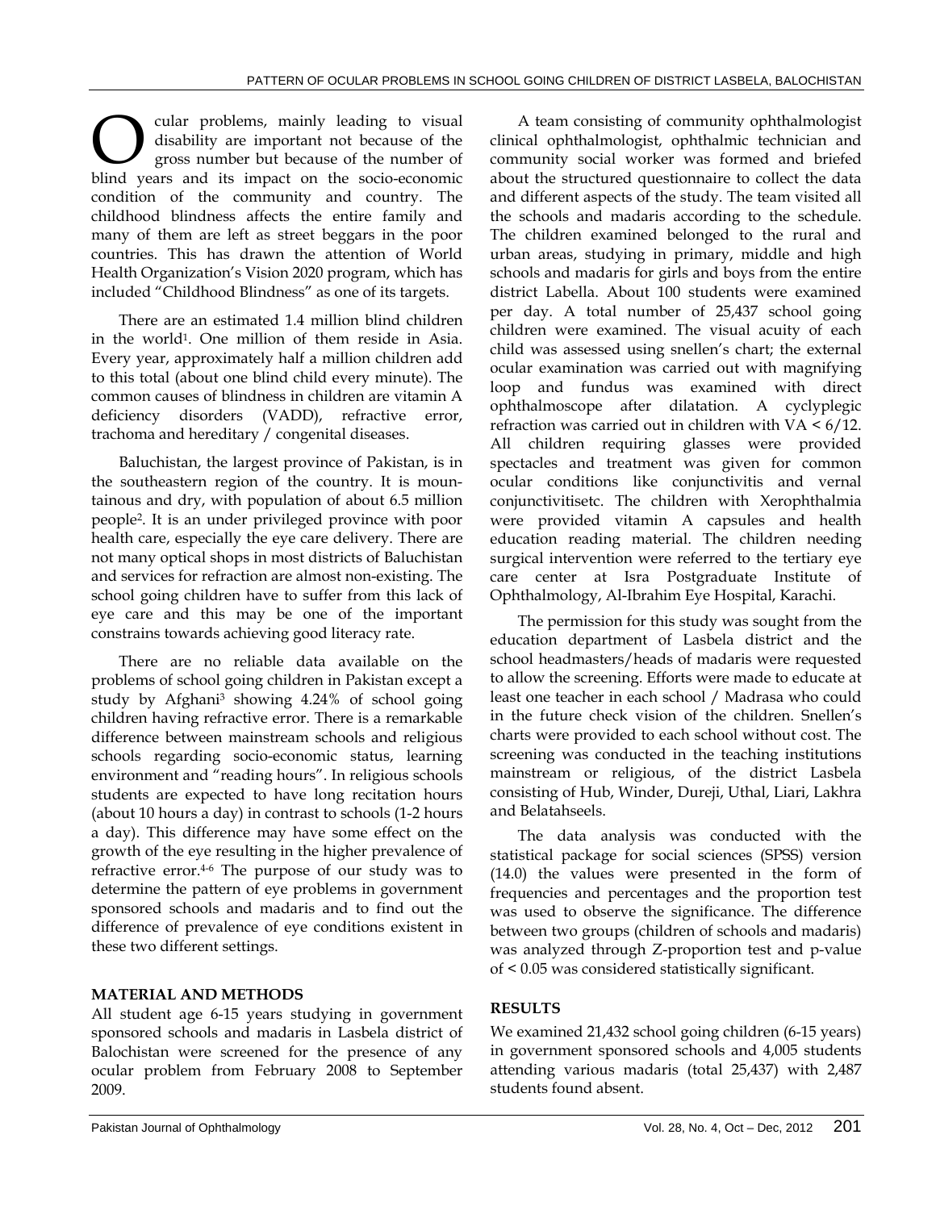Ocular problems, mainly leading to visual disability are important not because of the gross number but because of the number of blind years and its impact on the socio-economic condition of the community and country. The childhood blindness affects the entire family and many of them are left as street beggars in the poor countries. This has drawn the attention of World Health Organization's Vision 2020 program, which has included "Childhood Blindness" as one of its targets.

There are an estimated 1.4 million blind children in the world[1]. One million of them reside in Asia. Every year, approximately half a million children add to this total (about one blind child every minute). The common causes of blindness in children are vitamin A deficiency disorders (VADD), refractive error, trachoma and hereditary / congenital diseases.

Baluchistan, the largest province of Pakistan, is in the southeastern region of the country. It is mountainous and dry, with population of about 6.5 million people[2]. It is an under privileged province with poor health care, especially the eye care delivery. There are not many optical shops in most districts of Baluchistan and services for refraction are almost non-existing. The school going children have to suffer from this lack of eye care and this may be one of the important constrains towards achieving good literacy rate.

There are no reliable data available on the problems of school going children in Pakistan except a study by Afghani[3] showing 4.24% of school going children having refractive error. There is a remarkable difference between mainstream schools and religious schools regarding socio-economic status, learning environment and "reading hours". In religious schools students are expected to have long recitation hours (about 10 hours a day) in contrast to schools (1-2 hours a day). This difference may have some effect on the growth of the eye resulting in the higher prevalence of refractive error.[4-6] The purpose of our study was to determine the pattern of eye problems in government sponsored schools and madaris and to find out the difference of prevalence of eye conditions existent in these two different settings.

## MATERIAL AND METHODS

All student age 6-15 years studying in government sponsored schools and madaris in Lasbela district of Balochistan were screened for the presence of any ocular problem from February 2008 to September 2009.

A team consisting of community ophthalmologist clinical ophthalmologist, ophthalmic technician and community social worker was formed and briefed about the structured questionnaire to collect the data and different aspects of the study. The team visited all the schools and madaris according to the schedule. The children examined belonged to the rural and urban areas, studying in primary, middle and high schools and madaris for girls and boys from the entire district Labella. About 100 students were examined per day. A total number of 25,437 school going children were examined. The visual acuity of each child was assessed using snellen's chart; the external ocular examination was carried out with magnifying loop and fundus was examined with direct ophthalmoscope after dilatation. A cyclyplegic refraction was carried out in children with VA < 6/12. All children requiring glasses were provided spectacles and treatment was given for common ocular conditions like conjunctivitis and vernal conjunctivitisetc. The children with Xerophthalmia were provided vitamin A capsules and health education reading material. The children needing surgical intervention were referred to the tertiary eye care center at Isra Postgraduate Institute of Ophthalmology, Al-Ibrahim Eye Hospital, Karachi.

The permission for this study was sought from the education department of Lasbela district and the school headmasters/heads of madaris were requested to allow the screening. Efforts were made to educate at least one teacher in each school / Madrasa who could in the future check vision of the children. Snellen's charts were provided to each school without cost. The screening was conducted in the teaching institutions mainstream or religious, of the district Lasbela consisting of Hub, Winder, Dureji, Uthal, Liari, Lakhra and Belatahseels.

The data analysis was conducted with the statistical package for social sciences (SPSS) version (14.0) the values were presented in the form of frequencies and percentages and the proportion test was used to observe the significance. The difference between two groups (children of schools and madaris) was analyzed through Z-proportion test and p-value of $< 0.05$ was considered statistically significant.

## RESULTS

We examined 21,432 school going children (6-15 years) in government sponsored schools and 4,005 students attending various madaris (total 25,437) with 2,487 students found absent.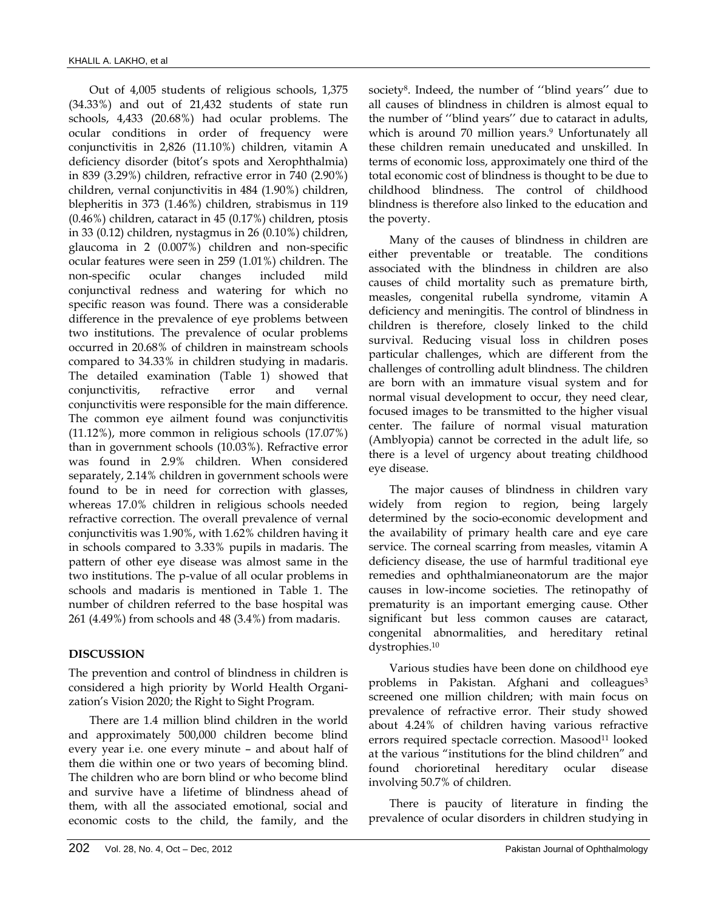Out of 4,005 students of religious schools, 1,375 (34.33%) and out of 21,432 students of state run schools, 4,433 (20.68%) had ocular problems. The ocular conditions in order of frequency were conjunctivitis in 2,826 (11.10%) children, vitamin A deficiency disorder (bitot's spots and Xerophthalmia) in 839 (3.29%) children, refractive error in 740 (2.90%) children, vernal conjunctivitis in 484 (1.90%) children, blepheritis in 373 (1.46%) children, strabismus in 119 (0.46%) children, cataract in 45 (0.17%) children, ptosis in 33 (0.12) children, nystagmus in 26 (0.10%) children, glaucoma in 2 (0.007%) children and non-specific ocular features were seen in 259 (1.01%) children. The non-specific ocular changes included mild conjunctival redness and watering for which no specific reason was found. There was a considerable difference in the prevalence of eye problems between two institutions. The prevalence of ocular problems occurred in 20.68% of children in mainstream schools compared to 34.33% in children studying in madaris. The detailed examination (Table 1) showed that conjunctivitis, refractive error and vernal conjunctivitis were responsible for the main difference. The common eye ailment found was conjunctivitis (11.12%), more common in religious schools (17.07%) than in government schools (10.03%). Refractive error was found in 2.9% children. When considered separately, 2.14% children in government schools were found to be in need for correction with glasses, whereas 17.0% children in religious schools needed refractive correction. The overall prevalence of vernal conjunctivitis was 1.90%, with 1.62% children having it in schools compared to 3.33% pupils in madaris. The pattern of other eye disease was almost same in the two institutions. The p-value of all ocular problems in schools and madaris is mentioned in Table 1. The number of children referred to the base hospital was 261 (4.49%) from schools and 48 (3.4%) from madaris.

## DISCUSSION

The prevention and control of blindness in children is considered a high priority by World Health Organization's Vision 2020; the Right to Sight Program.

There are 1.4 million blind children in the world and approximately 500,000 children become blind every year i.e. one every minute – and about half of them die within one or two years of becoming blind. The children who are born blind or who become blind and survive have a lifetime of blindness ahead of them, with all the associated emotional, social and economic costs to the child, the family, and the society[8]. Indeed, the number of ''blind years'' due to all causes of blindness in children is almost equal to the number of ''blind years'' due to cataract in adults, which is around 70 million years.[9] Unfortunately all these children remain uneducated and unskilled. In terms of economic loss, approximately one third of the total economic cost of blindness is thought to be due to childhood blindness. The control of childhood blindness is therefore also linked to the education and the poverty.

Many of the causes of blindness in children are either preventable or treatable. The conditions associated with the blindness in children are also causes of child mortality such as premature birth, measles, congenital rubella syndrome, vitamin A deficiency and meningitis. The control of blindness in children is therefore, closely linked to the child survival. Reducing visual loss in children poses particular challenges, which are different from the challenges of controlling adult blindness. The children are born with an immature visual system and for normal visual development to occur, they need clear, focused images to be transmitted to the higher visual center. The failure of normal visual maturation (Amblyopia) cannot be corrected in the adult life, so there is a level of urgency about treating childhood eye disease.

The major causes of blindness in children vary widely from region to region, being largely determined by the socio-economic development and the availability of primary health care and eye care service. The corneal scarring from measles, vitamin A deficiency disease, the use of harmful traditional eye remedies and ophthalmianeonatorum are the major causes in low-income societies. The retinopathy of prematurity is an important emerging cause. Other significant but less common causes are cataract, congenital abnormalities, and hereditary retinal dystrophies.[10]

Various studies have been done on childhood eye problems in Pakistan. Afghani and colleagues[3] screened one million children; with main focus on prevalence of refractive error. Their study showed about 4.24% of children having various refractive errors required spectacle correction. Masood[11] looked at the various "institutions for the blind children" and found chorioretinal hereditary ocular disease involving 50.7% of children.

There is paucity of literature in finding the prevalence of ocular disorders in children studying in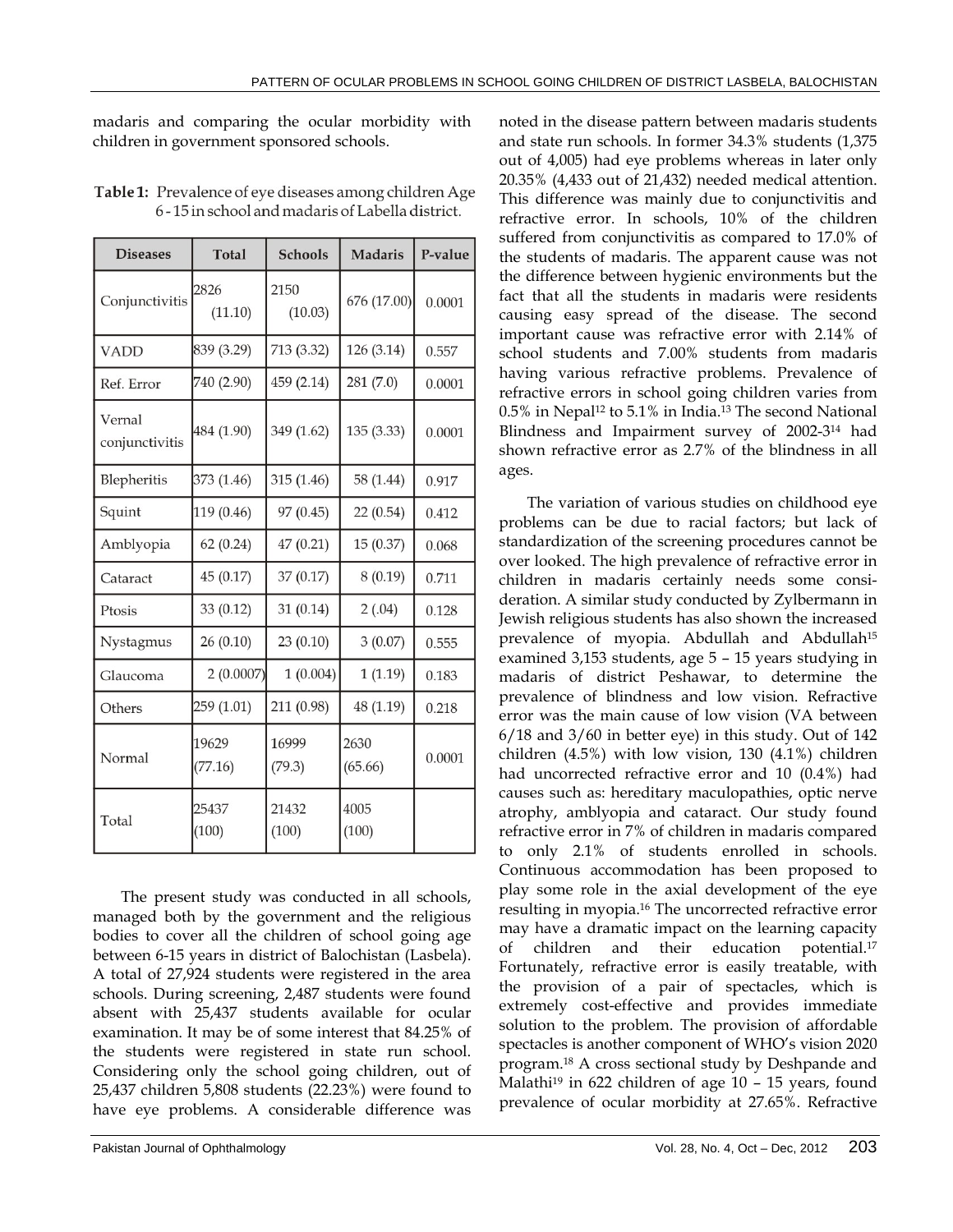madaris and comparing the ocular morbidity with children in government sponsored schools.

**Table 1:** Prevalence of eye diseases among children Age 6 - 15 in school and madaris of Labella district.

| Diseases | Total | Schools | Madaris | P-value |
|---|---|---|---|---|
| Conjunctivitis | 2826 (11.10) | 2150 (10.03) | 676 (17.00) | 0.0001 |
| VADD | 839 (3.29) | 713 (3.32) | 126 (3.14) | 0.557 |
| Ref. Error | 740 (2.90) | 459 (2.14) | 281 (7.0) | 0.0001 |
| Vernal conjunctivitis | 484 (1.90) | 349 (1.62) | 135 (3.33) | 0.0001 |
| Blepheritis | 373 (1.46) | 315 (1.46) | 58 (1.44) | 0.917 |
| Squint | 119 (0.46) | 97 (0.45) | 22 (0.54) | 0.412 |
| Amblyopia | 62 (0.24) | 47 (0.21) | 15 (0.37) | 0.068 |
| Cataract | 45 (0.17) | 37 (0.17) | 8 (0.19) | 0.711 |
| Ptosis | 33 (0.12) | 31 (0.14) | 2 (.04) | 0.128 |
| Nystagmus | 26 (0.10) | 23 (0.10) | 3 (0.07) | 0.555 |
| Glaucoma | 2 (0.0007) | 1 (0.004) | 1 (1.19) | 0.183 |
| Others | 259 (1.01) | 211 (0.98) | 48 (1.19) | 0.218 |
| Normal | 19629 (77.16) | 16999 (79.3) | 2630 (65.66) | 0.0001 |
| Total | 25437 (100) | 21432 (100) | 4005 (100) | |

The present study was conducted in all schools, managed both by the government and the religious bodies to cover all the children of school going age between 6-15 years in district of Balochistan (Lasbela). A total of 27,924 students were registered in the area schools. During screening, 2,487 students were found absent with 25,437 students available for ocular examination. It may be of some interest that 84.25% of the students were registered in state run school. Considering only the school going children, out of 25,437 children 5,808 students (22.23%) were found to have eye problems. A considerable difference was noted in the disease pattern between madaris students and state run schools. In former 34.3% students (1,375 out of 4,005) had eye problems whereas in later only 20.35% (4,433 out of 21,432) needed medical attention. This difference was mainly due to conjunctivitis and refractive error. In schools, 10% of the children suffered from conjunctivitis as compared to 17.0% of the students of madaris. The apparent cause was not the difference between hygienic environments but the fact that all the students in madaris were residents causing easy spread of the disease. The second important cause was refractive error with 2.14% of school students and 7.00% students from madaris having various refractive problems. Prevalence of refractive errors in school going children varies from 0.5% in Nepal[12] to 5.1% in India.[13] The second National Blindness and Impairment survey of 2002-3[14] had shown refractive error as 2.7% of the blindness in all ages.

The variation of various studies on childhood eye problems can be due to racial factors; but lack of standardization of the screening procedures cannot be over looked. The high prevalence of refractive error in children in madaris certainly needs some consideration. A similar study conducted by Zylbermann in Jewish religious students has also shown the increased prevalence of myopia. Abdullah and Abdullah[15] examined 3,153 students, age 5 – 15 years studying in madaris of district Peshawar, to determine the prevalence of blindness and low vision. Refractive error was the main cause of low vision (VA between 6/18 and 3/60 in better eye) in this study. Out of 142 children (4.5%) with low vision, 130 (4.1%) children had uncorrected refractive error and 10 (0.4%) had causes such as: hereditary maculopathies, optic nerve atrophy, amblyopia and cataract. Our study found refractive error in 7% of children in madaris compared to only 2.1% of students enrolled in schools. Continuous accommodation has been proposed to play some role in the axial development of the eye resulting in myopia.[16] The uncorrected refractive error may have a dramatic impact on the learning capacity of children and their education potential.[17] Fortunately, refractive error is easily treatable, with the provision of a pair of spectacles, which is extremely cost-effective and provides immediate solution to the problem. The provision of affordable spectacles is another component of WHO's vision 2020 program.[18] A cross sectional study by Deshpande and Malathi[19] in 622 children of age 10 – 15 years, found prevalence of ocular morbidity at 27.65%. Refractive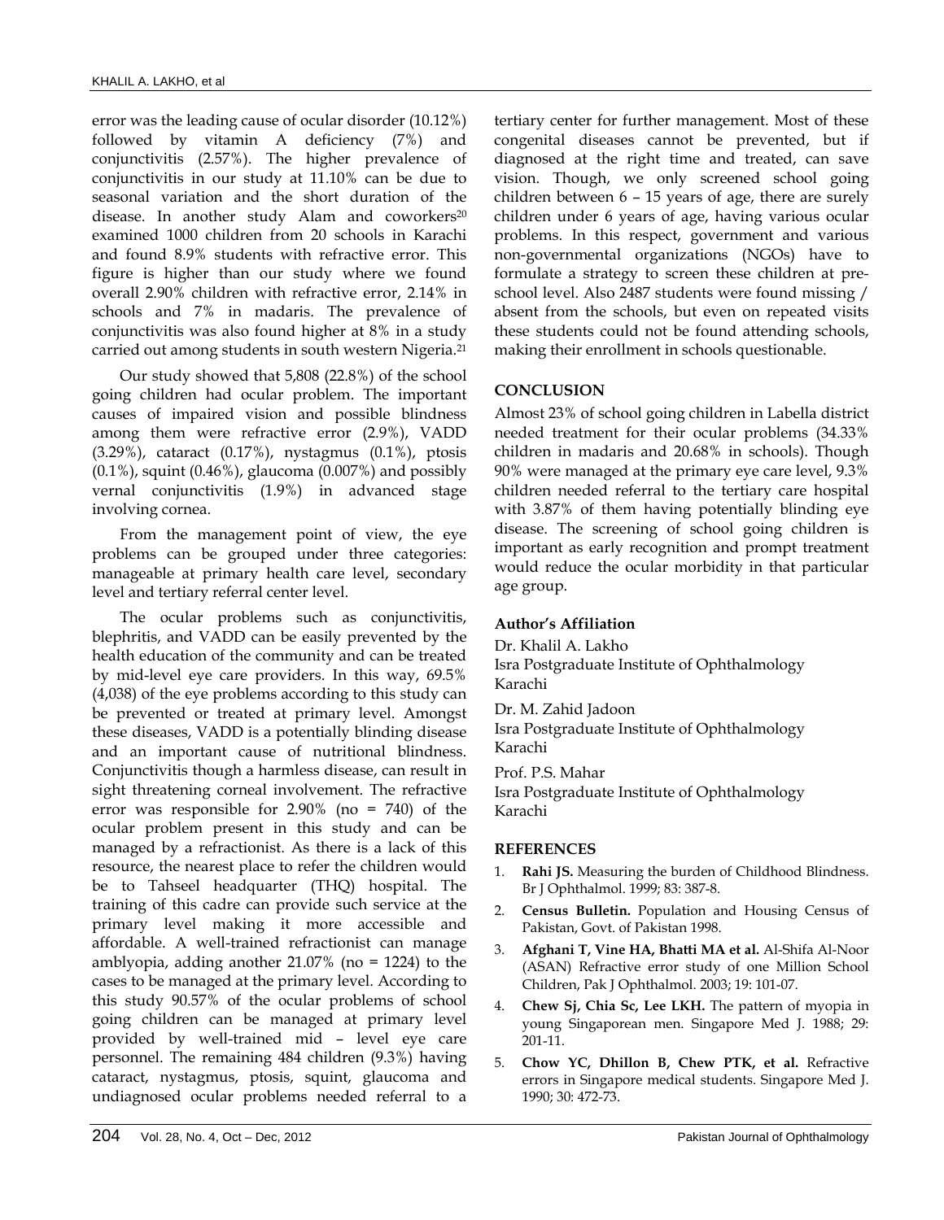error was the leading cause of ocular disorder (10.12%) followed by vitamin A deficiency (7%) and conjunctivitis (2.57%). The higher prevalence of conjunctivitis in our study at 11.10% can be due to seasonal variation and the short duration of the disease. In another study Alam and coworkers[20] examined 1000 children from 20 schools in Karachi and found 8.9% students with refractive error. This figure is higher than our study where we found overall 2.90% children with refractive error, 2.14% in schools and 7% in madaris. The prevalence of conjunctivitis was also found higher at 8% in a study carried out among students in south western Nigeria.[21]

Our study showed that 5,808 (22.8%) of the school going children had ocular problem. The important causes of impaired vision and possible blindness among them were refractive error (2.9%), VADD (3.29%), cataract (0.17%), nystagmus (0.1%), ptosis (0.1%), squint (0.46%), glaucoma (0.007%) and possibly vernal conjunctivitis (1.9%) in advanced stage involving cornea.

From the management point of view, the eye problems can be grouped under three categories: manageable at primary health care level, secondary level and tertiary referral center level.

The ocular problems such as conjunctivitis, blephritis, and VADD can be easily prevented by the health education of the community and can be treated by mid-level eye care providers. In this way, 69.5% (4,038) of the eye problems according to this study can be prevented or treated at primary level. Amongst these diseases, VADD is a potentially blinding disease and an important cause of nutritional blindness. Conjunctivitis though a harmless disease, can result in sight threatening corneal involvement. The refractive error was responsible for 2.90% (no = 740) of the ocular problem present in this study and can be managed by a refractionist. As there is a lack of this resource, the nearest place to refer the children would be to Tahseel headquarter (THQ) hospital. The training of this cadre can provide such service at the primary level making it more accessible and affordable. A well-trained refractionist can manage amblyopia, adding another 21.07% (no = 1224) to the cases to be managed at the primary level. According to this study 90.57% of the ocular problems of school going children can be managed at primary level provided by well-trained mid – level eye care personnel. The remaining 484 children (9.3%) having cataract, nystagmus, ptosis, squint, glaucoma and undiagnosed ocular problems needed referral to a tertiary center for further management. Most of these congenital diseases cannot be prevented, but if diagnosed at the right time and treated, can save vision. Though, we only screened school going children between 6 – 15 years of age, there are surely children under 6 years of age, having various ocular problems. In this respect, government and various non-governmental organizations (NGOs) have to formulate a strategy to screen these children at pre-school level. Also 2487 students were found missing / absent from the schools, but even on repeated visits these students could not be found attending schools, making their enrollment in schools questionable.

## CONCLUSION

Almost 23% of school going children in Labella district needed treatment for their ocular problems (34.33% children in madaris and 20.68% in schools). Though 90% were managed at the primary eye care level, 9.3% children needed referral to the tertiary care hospital with 3.87% of them having potentially blinding eye disease. The screening of school going children is important as early recognition and prompt treatment would reduce the ocular morbidity in that particular age group.

### Author's Affiliation

Dr. Khalil A. Lakho
Isra Postgraduate Institute of Ophthalmology
Karachi

Dr. M. Zahid Jadoon
Isra Postgraduate Institute of Ophthalmology
Karachi

Prof. P.S. Mahar
Isra Postgraduate Institute of Ophthalmology
Karachi

## REFERENCES

1. **Rahi JS.** Measuring the burden of Childhood Blindness. Br J Ophthalmol. 1999; 83: 387-8.
2. **Census Bulletin.** Population and Housing Census of Pakistan, Govt. of Pakistan 1998.
3. **Afghani T, Vine HA, Bhatti MA et al.** Al-Shifa Al-Noor (ASAN) Refractive error study of one Million School Children, Pak J Ophthalmol. 2003; 19: 101-07.
4. **Chew Sj, Chia Sc, Lee LKH.** The pattern of myopia in young Singaporean men. Singapore Med J. 1988; 29: 201-11.
5. **Chow YC, Dhillon B, Chew PTK, et al.** Refractive errors in Singapore medical students. Singapore Med J. 1990; 30: 472-73.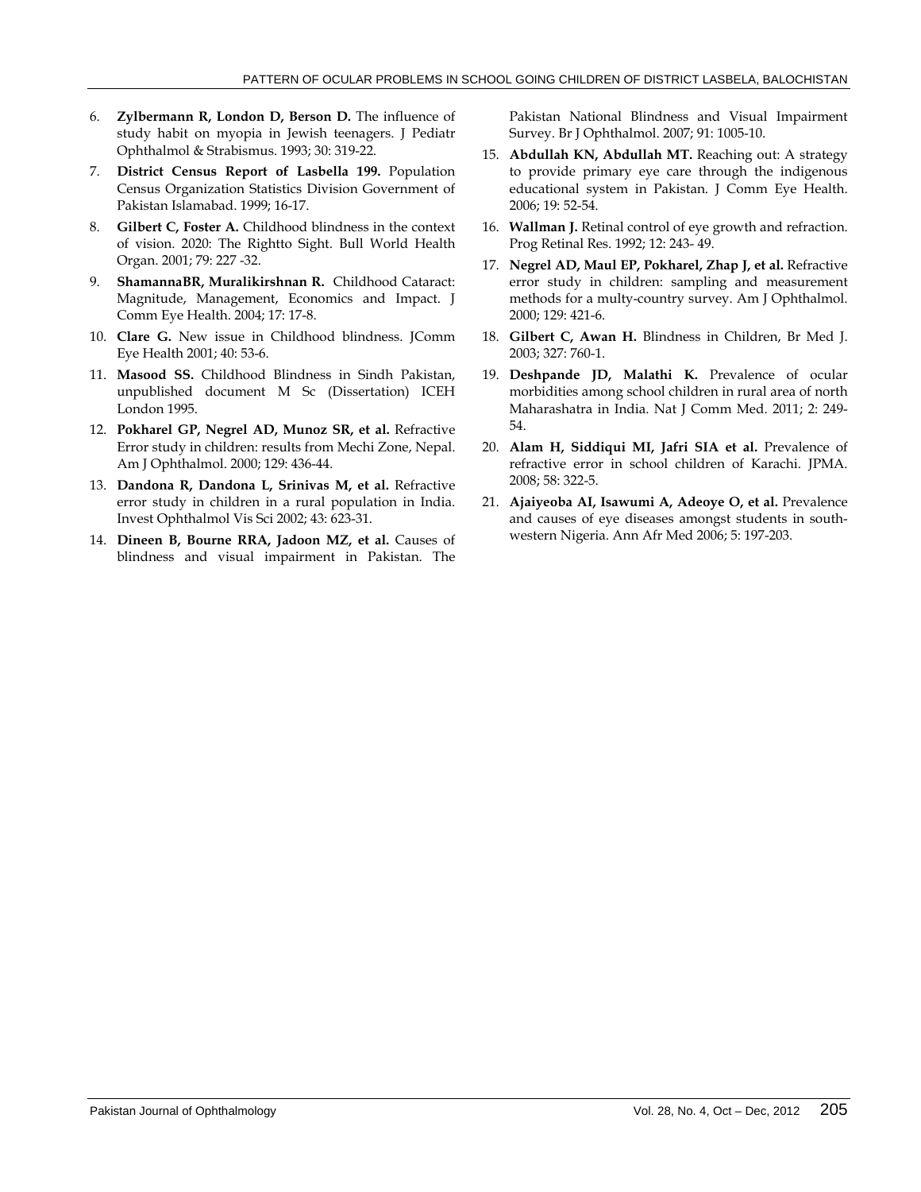6. **Zylbermann R, London D, Berson D.** The influence of study habit on myopia in Jewish teenagers. J Pediatr Ophthalmol & Strabismus. 1993; 30: 319-22.
7. **District Census Report of Lasbella 199.** Population Census Organization Statistics Division Government of Pakistan Islamabad. 1999; 16-17.
8. **Gilbert C, Foster A.** Childhood blindness in the context of vision. 2020: The Rightto Sight. Bull World Health Organ. 2001; 79: 227 -32.
9. **ShamannaBR, Muralikirshnan R.** Childhood Cataract: Magnitude, Management, Economics and Impact. J Comm Eye Health. 2004; 17: 17-8.
10. **Clare G.** New issue in Childhood blindness. JComm Eye Health 2001; 40: 53-6.
11. **Masood SS.** Childhood Blindness in Sindh Pakistan, unpublished document M Sc (Dissertation) ICEH London 1995.
12. **Pokharel GP, Negrel AD, Munoz SR, et al.** Refractive Error study in children: results from Mechi Zone, Nepal. Am J Ophthalmol. 2000; 129: 436-44.
13. **Dandona R, Dandona L, Srinivas M, et al.** Refractive error study in children in a rural population in India. Invest Ophthalmol Vis Sci 2002; 43: 623-31.
14. **Dineen B, Bourne RRA, Jadoon MZ, et al.** Causes of blindness and visual impairment in Pakistan. The Pakistan National Blindness and Visual Impairment Survey. Br J Ophthalmol. 2007; 91: 1005-10.
15. **Abdullah KN, Abdullah MT.** Reaching out: A strategy to provide primary eye care through the indigenous educational system in Pakistan. J Comm Eye Health. 2006; 19: 52-54.
16. **Wallman J.** Retinal control of eye growth and refraction. Prog Retinal Res. 1992; 12: 243- 49.
17. **Negrel AD, Maul EP, Pokharel, Zhap J, et al.** Refractive error study in children: sampling and measurement methods for a multy-country survey. Am J Ophthalmol. 2000; 129: 421-6.
18. **Gilbert C, Awan H.** Blindness in Children, Br Med J. 2003; 327: 760-1.
19. **Deshpande JD, Malathi K.** Prevalence of ocular morbidities among school children in rural area of north Maharashatra in India. Nat J Comm Med. 2011; 2: 249-54.
20. **Alam H, Siddiqui MI, Jafri SIA et al.** Prevalence of refractive error in school children of Karachi. JPMA. 2008; 58: 322-5.
21. **Ajaiyeoba AI, Isawumi A, Adeoye O, et al.** Prevalence and causes of eye diseases amongst students in south-western Nigeria. Ann Afr Med 2006; 5: 197-203.